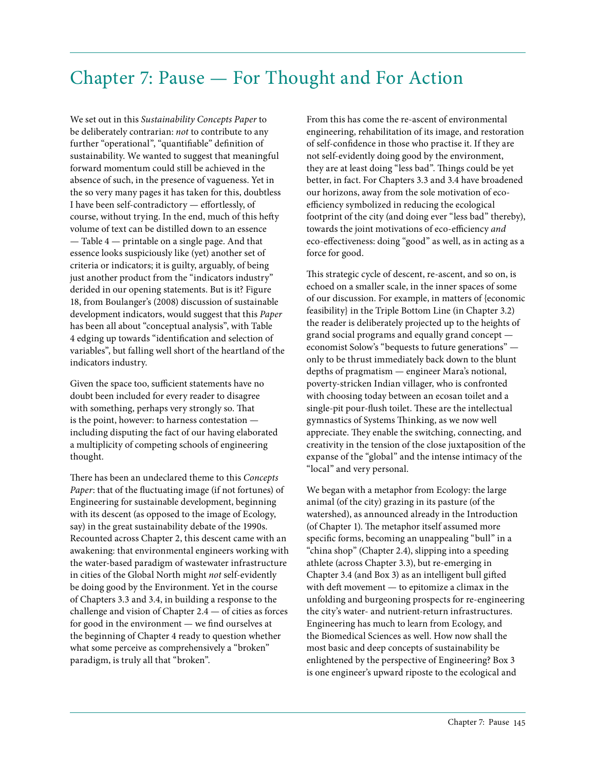# Chapter 7: Pause — For Thought and For Action

We set out in this *Sustainability Concepts Paper* to be deliberately contrarian: *not* to contribute to any further "operational", "quantifiable" definition of sustainability. We wanted to suggest that meaningful forward momentum could still be achieved in the absence of such, in the presence of vagueness. Yet in the so very many pages it has taken for this, doubtless I have been self-contradictory — effortlessly, of course, without trying. In the end, much of this hefty volume of text can be distilled down to an essence — Table 4 — printable on a single page. And that essence looks suspiciously like (yet) another set of criteria or indicators; it is guilty, arguably, of being just another product from the "indicators industry" derided in our opening statements. But is it? Figure 18, from Boulanger's (2008) discussion of sustainable development indicators, would suggest that this *Paper* has been all about "conceptual analysis", with Table 4 edging up towards "identification and selection of variables", but falling well short of the heartland of the indicators industry.

Given the space too, sufficient statements have no doubt been included for every reader to disagree with something, perhaps very strongly so. That is the point, however: to harness contestation — including disputing the fact of our having elaborated a multiplicity of competing schools of engineering thought.

There has been an undeclared theme to this *Concepts Paper*: that of the fluctuating image (if not fortunes) of Engineering for sustainable development, beginning with its descent (as opposed to the image of Ecology, say) in the great sustainability debate of the 1990s. Recounted across Chapter 2, this descent came with an awakening: that environmental engineers working with the water-based paradigm of wastewater infrastructure in cities of the Global North might *not* self-evidently be doing good by the Environment. Yet in the course of Chapters 3.3 and 3.4, in building a response to the challenge and vision of Chapter 2.4 — of cities as forces for good in the environment — we find ourselves at the beginning of Chapter 4 ready to question whether what some perceive as comprehensively a "broken" paradigm, is truly all that "broken".

From this has come the re-ascent of environmental engineering, rehabilitation of its image, and restoration of self-confidence in those who practise it. If they are not self-evidently doing good by the environment, they are at least doing "less bad". Things could be yet better, in fact. For Chapters 3.3 and 3.4 have broadened our horizons, away from the sole motivation of eco-efficiency symbolized in reducing the ecological footprint of the city (and doing ever "less bad" thereby), towards the joint motivations of eco-efficiency *and* eco-effectiveness: doing "good" as well, as in acting as a force for good.

This strategic cycle of descent, re-ascent, and so on, is echoed on a smaller scale, in the inner spaces of some of our discussion. For example, in matters of {economic feasibility} in the Triple Bottom Line (in Chapter 3.2) the reader is deliberately projected up to the heights of grand social programs and equally grand concept — economist Solow's "bequests to future generations" — only to be thrust immediately back down to the blunt depths of pragmatism — engineer Mara's notional, poverty-stricken Indian villager, who is confronted with choosing today between an ecosan toilet and a single-pit pour-flush toilet. These are the intellectual gymnastics of Systems Thinking, as we now well appreciate. They enable the switching, connecting, and creativity in the tension of the close juxtaposition of the expanse of the "global" and the intense intimacy of the "local" and very personal.

We began with a metaphor from Ecology: the large animal (of the city) grazing in its pasture (of the watershed), as announced already in the Introduction (of Chapter 1). The metaphor itself assumed more specific forms, becoming an unappealing "bull" in a "china shop" (Chapter 2.4), slipping into a speeding athlete (across Chapter 3.3), but re-emerging in Chapter 3.4 (and Box 3) as an intelligent bull gifted with deft movement — to epitomize a climax in the unfolding and burgeoning prospects for re-engineering the city's water- and nutrient-return infrastructures. Engineering has much to learn from Ecology, and the Biomedical Sciences as well. How now shall the most basic and deep concepts of sustainability be enlightened by the perspective of Engineering? Box 3 is one engineer's upward riposte to the ecological and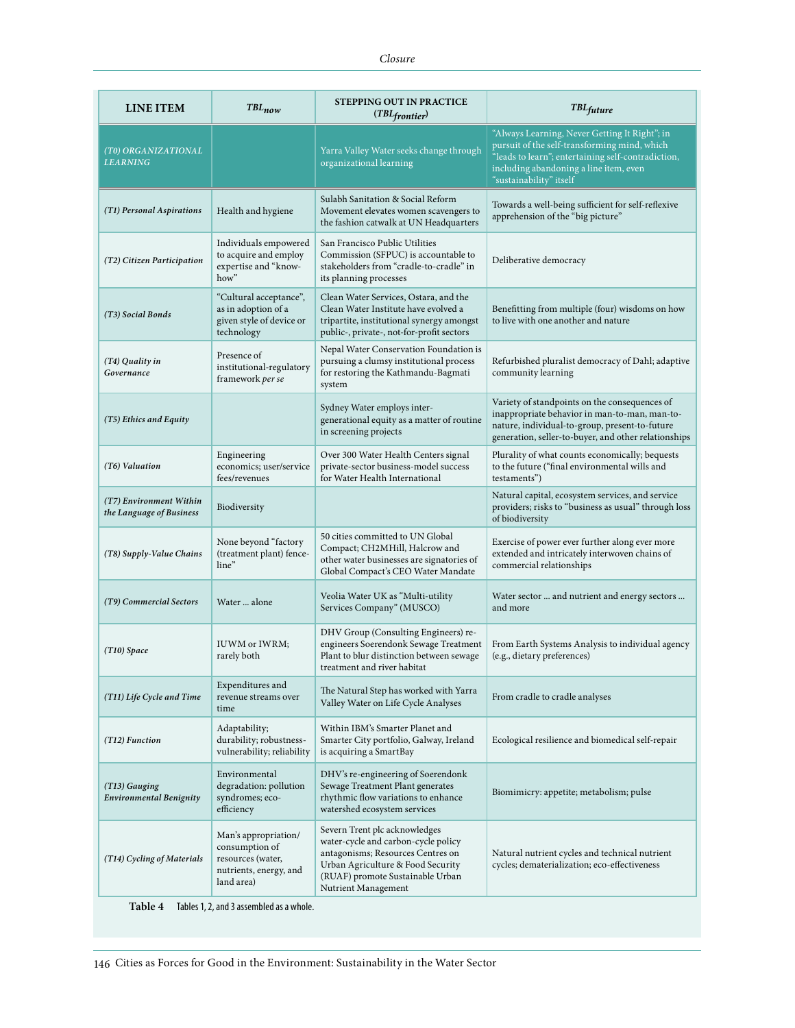| LINE ITEM | $TBL_{now}$ | STEPPING OUT IN PRACTICE ($TBL_{frontier}$) | $TBL_{future}$ |
|---|---|---|---|
| *(T0) ORGANIZATIONAL LEARNING* | | Yarra Valley Water seeks change through organizational learning | "Always Learning, Never Getting It Right"; in pursuit of the self-transforming mind, which "leads to learn"; entertaining self-contradiction, including abandoning a line item, even "sustainability" itself |
| *(T1) Personal Aspirations* | Health and hygiene | Sulabh Sanitation & Social Reform Movement elevates women scavengers to the fashion catwalk at UN Headquarters | Towards a well-being sufficient for self-reflexive apprehension of the "big picture" |
| *(T2) Citizen Participation* | Individuals empowered to acquire and employ expertise and "know-how" | San Francisco Public Utilities Commission (SFPUC) is accountable to stakeholders from "cradle-to-cradle" in its planning processes | Deliberative democracy |
| *(T3) Social Bonds* | "Cultural acceptance", as in adoption of a given style of device or technology | Clean Water Services, Ostara, and the Clean Water Institute have evolved a tripartite, institutional synergy amongst public-, private-, not-for-profit sectors | Benefitting from multiple (four) wisdoms on how to live with one another and nature |
| *(T4) Quality in Governance* | Presence of institutional-regulatory framework *per se* | Nepal Water Conservation Foundation is pursuing a clumsy institutional process for restoring the Kathmandu-Bagmati system | Refurbished pluralist democracy of Dahl; adaptive community learning |
| *(T5) Ethics and Equity* | | Sydney Water employs inter-generational equity as a matter of routine in screening projects | Variety of standpoints on the consequences of inappropriate behavior in man-to-man, man-to-nature, individual-to-group, present-to-future generation, seller-to-buyer, and other relationships |
| *(T6) Valuation* | Engineering economics; user/service fees/revenues | Over 300 Water Health Centers signal private-sector business-model success for Water Health International | Plurality of what counts economically; bequests to the future ("final environmental wills and testaments") |
| *(T7) Environment Within the Language of Business* | Biodiversity | | Natural capital, ecosystem services, and service providers; risks to "business as usual" through loss of biodiversity |
| *(T8) Supply-Value Chains* | None beyond "factory (treatment plant) fence-line" | 50 cities committed to UN Global Compact; CH2MHill, Halcrow and other water businesses are signatories of Global Compact's CEO Water Mandate | Exercise of power ever further along ever more extended and intricately interwoven chains of commercial relationships |
| *(T9) Commercial Sectors* | Water … alone | Veolia Water UK as "Multi-utility Services Company" (MUSCO) | Water sector … and nutrient and energy sectors … and more |
| *(T10) Space* | IUWM or IWRM; rarely both | DHV Group (Consulting Engineers) re-engineers Soerendonk Sewage Treatment Plant to blur distinction between sewage treatment and river habitat | From Earth Systems Analysis to individual agency (e.g., dietary preferences) |
| *(T11) Life Cycle and Time* | Expenditures and revenue streams over time | The Natural Step has worked with Yarra Valley Water on Life Cycle Analyses | From cradle to cradle analyses |
| *(T12) Function* | Adaptability; durability; robustness-vulnerability; reliability | Within IBM's Smarter Planet and Smarter City portfolio, Galway, Ireland is acquiring a SmartBay | Ecological resilience and biomedical self-repair |
| *(T13) Gauging Environmental Benignity* | Environmental degradation: pollution syndromes; eco-efficiency | DHV's re-engineering of Soerendonk Sewage Treatment Plant generates rhythmic flow variations to enhance watershed ecosystem services | Biomimicry: appetite; metabolism; pulse |
| *(T14) Cycling of Materials* | Man's appropriation/ consumption of resources (water, nutrients, energy, and land area) | Severn Trent plc acknowledges water-cycle and carbon-cycle policy antagonisms; Resources Centres on Urban Agriculture & Food Security (RUAF) promote Sustainable Urban Nutrient Management | Natural nutrient cycles and technical nutrient cycles; dematerialization; eco-effectiveness |

**Table 4** Tables 1, 2, and 3 assembled as a whole.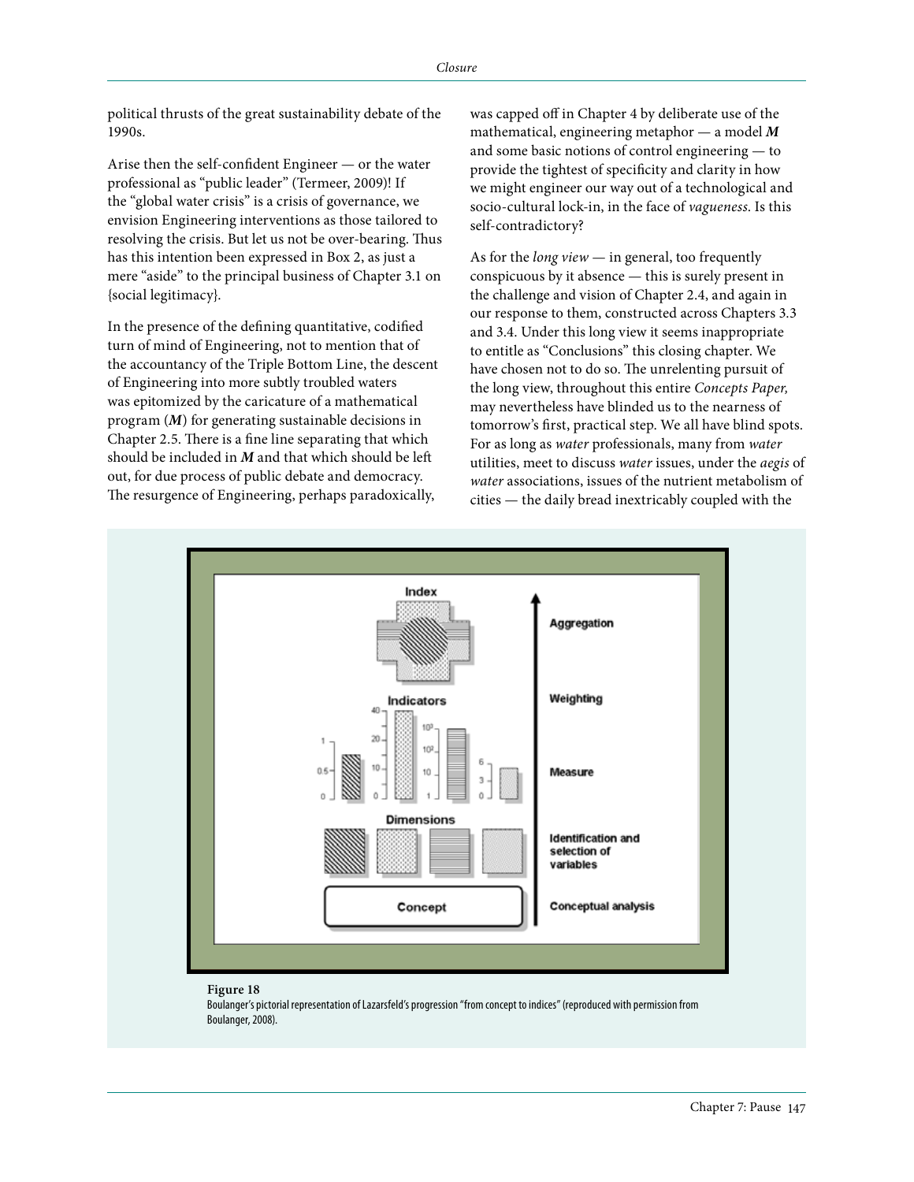political thrusts of the great sustainability debate of the 1990s.

Arise then the self-confident Engineer — or the water professional as "public leader" (Termeer, 2009)! If the "global water crisis" is a crisis of governance, we envision Engineering interventions as those tailored to resolving the crisis. But let us not be over-bearing. Thus has this intention been expressed in Box 2, as just a mere "aside" to the principal business of Chapter 3.1 on {social legitimacy}.

In the presence of the defining quantitative, codified turn of mind of Engineering, not to mention that of the accountancy of the Triple Bottom Line, the descent of Engineering into more subtly troubled waters was epitomized by the caricature of a mathematical program (***M***) for generating sustainable decisions in Chapter 2.5. There is a fine line separating that which should be included in ***M*** and that which should be left out, for due process of public debate and democracy. The resurgence of Engineering, perhaps paradoxically, was capped off in Chapter 4 by deliberate use of the mathematical, engineering metaphor — a model ***M*** and some basic notions of control engineering — to provide the tightest of specificity and clarity in how we might engineer our way out of a technological and socio-cultural lock-in, in the face of *vagueness*. Is this self-contradictory?

As for the *long view* — in general, too frequently conspicuous by it absence — this is surely present in the challenge and vision of Chapter 2.4, and again in our response to them, constructed across Chapters 3.3 and 3.4. Under this long view it seems inappropriate to entitle as "Conclusions" this closing chapter. We have chosen not to do so. The unrelenting pursuit of the long view, throughout this entire *Concepts Paper,* may nevertheless have blinded us to the nearness of tomorrow's first, practical step. We all have blind spots. For as long as *water* professionals, many from *water* utilities, meet to discuss *water* issues, under the *aegis* of *water* associations, issues of the nutrient metabolism of cities — the daily bread inextricably coupled with the

**Figure 18**
Boulanger's pictorial representation of Lazarsfeld's progression "from concept to indices" (reproduced with permission from Boulanger, 2008).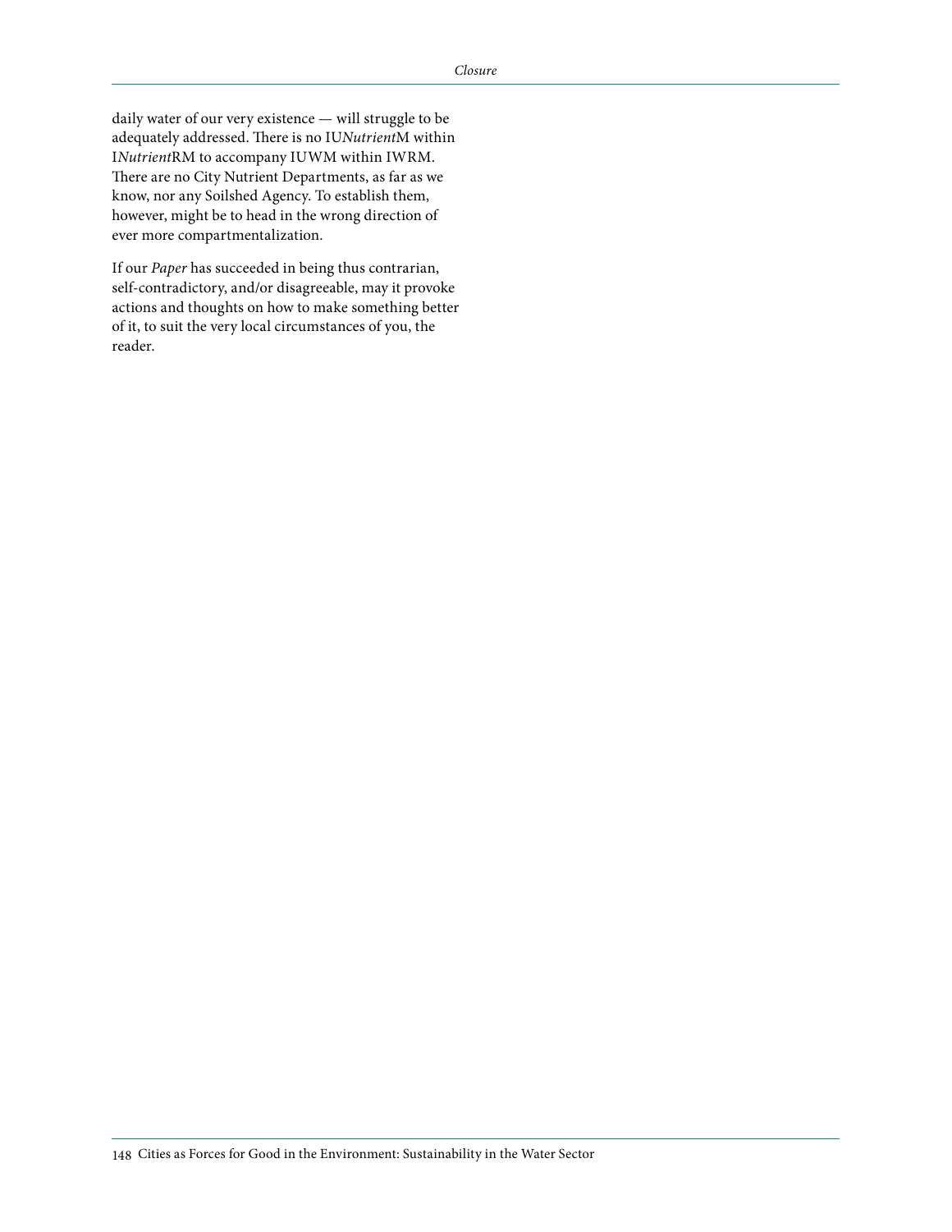daily water of our very existence — will struggle to be adequately addressed. There is no IU*Nutrient*M within I*Nutrient*RM to accompany IUWM within IWRM. There are no City Nutrient Departments, as far as we know, nor any Soilshed Agency. To establish them, however, might be to head in the wrong direction of ever more compartmentalization.

If our *Paper* has succeeded in being thus contrarian, self-contradictory, and/or disagreeable, may it provoke actions and thoughts on how to make something better of it, to suit the very local circumstances of you, the reader.